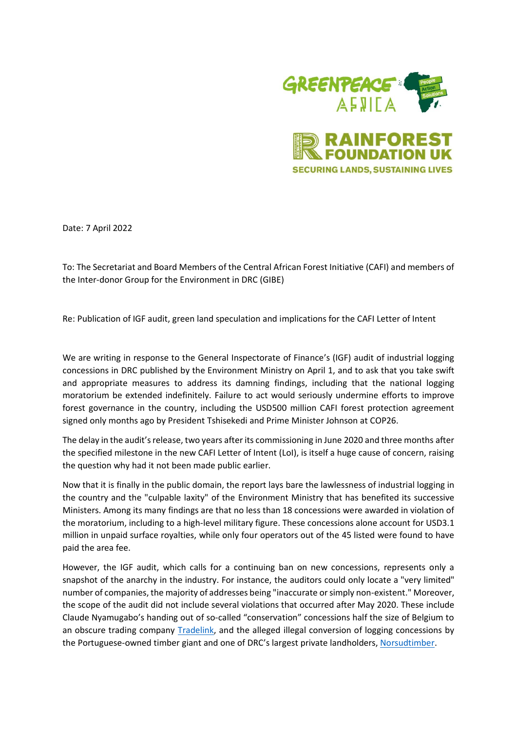Date: 7 April 2022

To: The Secretariat and Board Members of the Central African Forest Initiative (CAFI) and members of the Inter-donor Group for the Environment in DRC (GIBE)

Re: Publication of IGF audit, green land speculation and implications for the CAFI Letter of Intent

We are writing in response to the General Inspectorate of Finance's (IGF) audit of industrial logging concessions in DRC published by the Environment Ministry on April 1, and to ask that you take swift and appropriate measures to address its damning findings, including that the national logging moratorium be extended indefinitely. Failure to act would seriously undermine efforts to improve forest governance in the country, including the USD500 million CAFI forest protection agreement signed only months ago by President Tshisekedi and Prime Minister Johnson at COP26.

The delay in the audit's release, two years after its commissioning in June 2020 and three months after the specified milestone in the new CAFI Letter of Intent (LoI), is itself a huge cause of concern, raising the question why had it not been made public earlier.

Now that it is finally in the public domain, the report lays bare the lawlessness of industrial logging in the country and the "culpable laxity" of the Environment Ministry that has benefited its successive Ministers. Among its many findings are that no less than 18 concessions were awarded in violation of the moratorium, including to a high-level military figure. These concessions alone account for USD3.1 million in unpaid surface royalties, while only four operators out of the 45 listed were found to have paid the area fee.

However, the IGF audit, which calls for a continuing ban on new concessions, represents only a snapshot of the anarchy in the industry. For instance, the auditors could only locate a "very limited" number of companies, the majority of addresses being "inaccurate or simply non-existent." Moreover, the scope of the audit did not include several violations that occurred after May 2020. These include Claude Nyamugabo's handing out of so-called "conservation" concessions half the size of Belgium to an obscure trading company Tradelink, and the alleged illegal conversion of logging concessions by the Portuguese-owned timber giant and one of DRC's largest private landholders, Norsudtimber.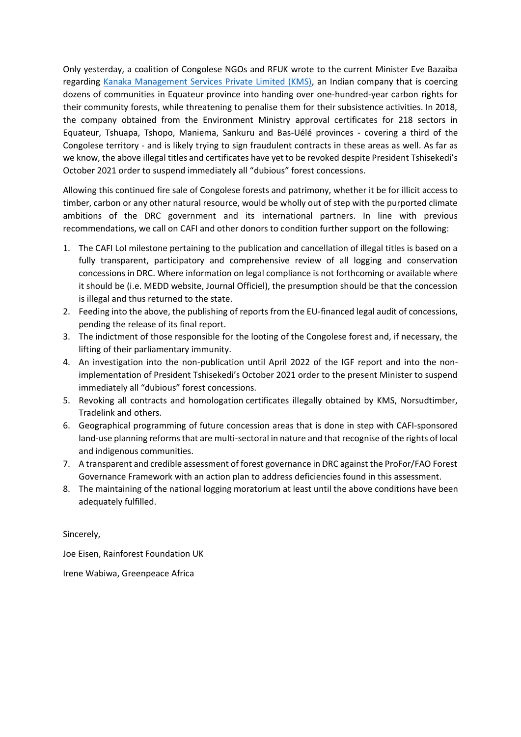Only yesterday, a coalition of Congolese NGOs and RFUK wrote to the current Minister Eve Bazaiba regarding Kanaka Management Services Private Limited (KMS), an Indian company that is coercing dozens of communities in Equateur province into handing over one-hundred-year carbon rights for their community forests, while threatening to penalise them for their subsistence activities. In 2018, the company obtained from the Environment Ministry approval certificates for 218 sectors in Equateur, Tshuapa, Tshopo, Maniema, Sankuru and Bas-Uélé provinces - covering a third of the Congolese territory - and is likely trying to sign fraudulent contracts in these areas as well. As far as we know, the above illegal titles and certificates have yet to be revoked despite President Tshisekedi's October 2021 order to suspend immediately all "dubious" forest concessions.

Allowing this continued fire sale of Congolese forests and patrimony, whether it be for illicit access to timber, carbon or any other natural resource, would be wholly out of step with the purported climate ambitions of the DRC government and its international partners. In line with previous recommendations, we call on CAFI and other donors to condition further support on the following:

1. The CAFI LoI milestone pertaining to the publication and cancellation of illegal titles is based on a fully transparent, participatory and comprehensive review of all logging and conservation concessions in DRC. Where information on legal compliance is not forthcoming or available where it should be (i.e. MEDD website, Journal Officiel), the presumption should be that the concession is illegal and thus returned to the state.
2. Feeding into the above, the publishing of reports from the EU-financed legal audit of concessions, pending the release of its final report.
3. The indictment of those responsible for the looting of the Congolese forest and, if necessary, the lifting of their parliamentary immunity.
4. An investigation into the non-publication until April 2022 of the IGF report and into the non-implementation of President Tshisekedi's October 2021 order to the present Minister to suspend immediately all "dubious" forest concessions.
5. Revoking all contracts and homologation certificates illegally obtained by KMS, Norsudtimber, Tradelink and others.
6. Geographical programming of future concession areas that is done in step with CAFI-sponsored land-use planning reforms that are multi-sectoral in nature and that recognise of the rights of local and indigenous communities.
7. A transparent and credible assessment of forest governance in DRC against the ProFor/FAO Forest Governance Framework with an action plan to address deficiencies found in this assessment.
8. The maintaining of the national logging moratorium at least until the above conditions have been adequately fulfilled.

Sincerely,

Joe Eisen, Rainforest Foundation UK

Irene Wabiwa, Greenpeace Africa